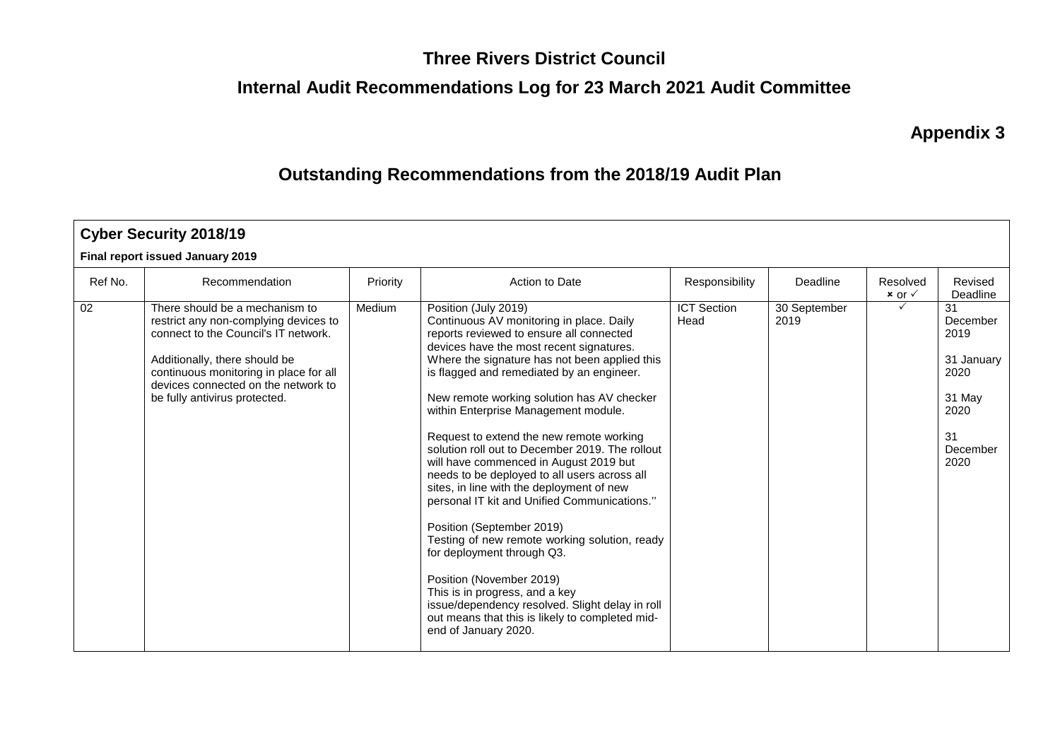# Three Rivers District Council

## Internal Audit Recommendations Log for 23 March 2021 Audit Committee

**Appendix 3**

## Outstanding Recommendations from the 2018/19 Audit Plan

**Cyber Security 2018/19**

**Final report issued January 2019**

| Ref No. | Recommendation | Priority | Action to Date | Responsibility | Deadline | Resolved × or ✓ | Revised Deadline |
|---|---|---|---|---|---|---|---|
| 02 | There should be a mechanism to restrict any non-complying devices to connect to the Council's IT network.<br><br>Additionally, there should be continuous monitoring in place for all devices connected on the network to be fully antivirus protected. | Medium | Position (July 2019)<br>Continuous AV monitoring in place. Daily reports reviewed to ensure all connected devices have the most recent signatures. Where the signature has not been applied this is flagged and remediated by an engineer.<br><br>New remote working solution has AV checker within Enterprise Management module.<br><br>Request to extend the new remote working solution roll out to December 2019. The rollout will have commenced in August 2019 but needs to be deployed to all users across all sites, in line with the deployment of new personal IT kit and Unified Communications.''<br><br>Position (September 2019)<br>Testing of new remote working solution, ready for deployment through Q3.<br><br>Position (November 2019)<br>This is in progress, and a key issue/dependency resolved. Slight delay in roll out means that this is likely to completed mid-end of January 2020. | ICT Section Head | 30 September 2019 | ✓ | 31 December 2019<br><br>31 January 2020<br><br>31 May 2020<br><br>31 December 2020 |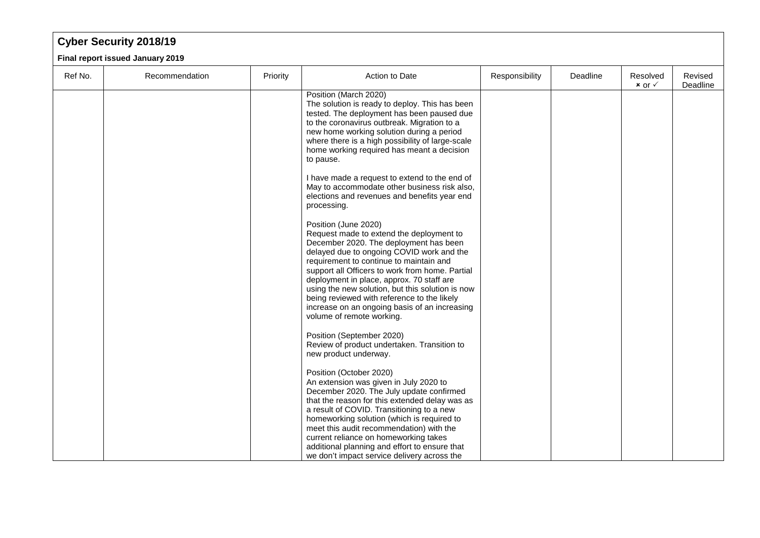## Cyber Security 2018/19

**Final report issued January 2019**

| Ref No. | Recommendation | Priority | Action to Date | Responsibility | Deadline | Resolved ✗ or ✓ | Revised Deadline |
|---|---|---|---|---|---|---|---|
| | | | Position (March 2020)<br>The solution is ready to deploy. This has been tested. The deployment has been paused due to the coronavirus outbreak. Migration to a new home working solution during a period where there is a high possibility of large-scale home working required has meant a decision to pause.<br><br>I have made a request to extend to the end of May to accommodate other business risk also, elections and revenues and benefits year end processing.<br><br>Position (June 2020)<br>Request made to extend the deployment to December 2020. The deployment has been delayed due to ongoing COVID work and the requirement to continue to maintain and support all Officers to work from home. Partial deployment in place, approx. 70 staff are using the new solution, but this solution is now being reviewed with reference to the likely increase on an ongoing basis of an increasing volume of remote working.<br><br>Position (September 2020)<br>Review of product undertaken. Transition to new product underway.<br><br>Position (October 2020)<br>An extension was given in July 2020 to December 2020. The July update confirmed that the reason for this extended delay was as a result of COVID. Transitioning to a new homeworking solution (which is required to meet this audit recommendation) with the current reliance on homeworking takes additional planning and effort to ensure that we don't impact service delivery across the | | | | |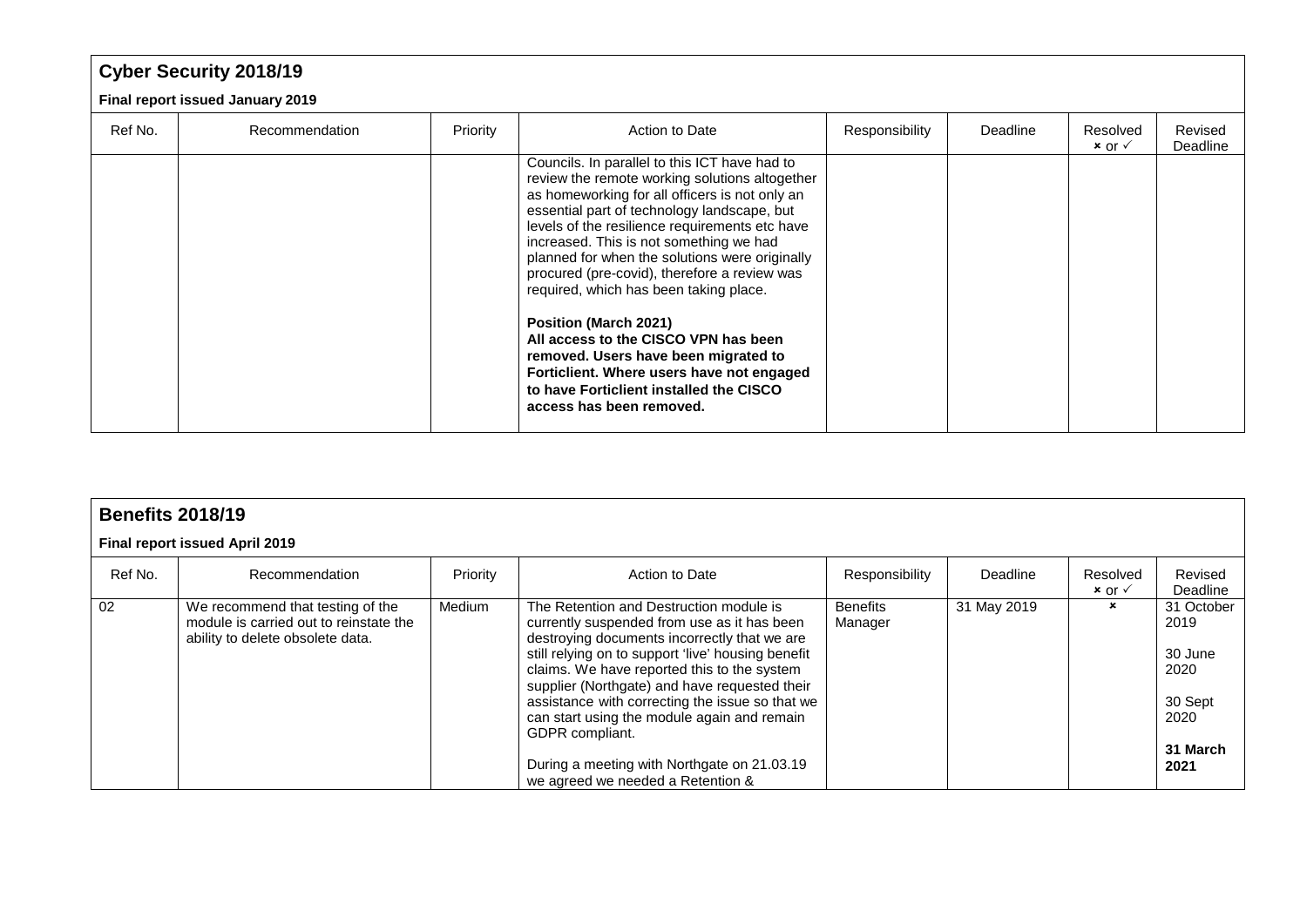## Cyber Security 2018/19

**Final report issued January 2019**

| Ref No. | Recommendation | Priority | Action to Date | Responsibility | Deadline | Resolved × or ✓ | Revised Deadline |
|---|---|---|---|---|---|---|---|
| | | | Councils. In parallel to this ICT have had to review the remote working solutions altogether as homeworking for all officers is not only an essential part of technology landscape, but levels of the resilience requirements etc have increased. This is not something we had planned for when the solutions were originally procured (pre-covid), therefore a review was required, which has been taking place.<br><br>**Position (March 2021)**<br>**All access to the CISCO VPN has been removed. Users have been migrated to Forticlient. Where users have not engaged to have Forticlient installed the CISCO access has been removed.** | | | | |

## Benefits 2018/19

**Final report issued April 2019**

| Ref No. | Recommendation | Priority | Action to Date | Responsibility | Deadline | Resolved × or ✓ | Revised Deadline |
|---|---|---|---|---|---|---|---|
| 02 | We recommend that testing of the module is carried out to reinstate the ability to delete obsolete data. | Medium | The Retention and Destruction module is currently suspended from use as it has been destroying documents incorrectly that we are still relying on to support 'live' housing benefit claims. We have reported this to the system supplier (Northgate) and have requested their assistance with correcting the issue so that we can start using the module again and remain GDPR compliant.<br><br>During a meeting with Northgate on 21.03.19 we agreed we needed a Retention & | Benefits Manager | 31 May 2019 | × | 31 October 2019<br><br>30 June 2020<br><br>30 Sept 2020<br><br>**31 March 2021** |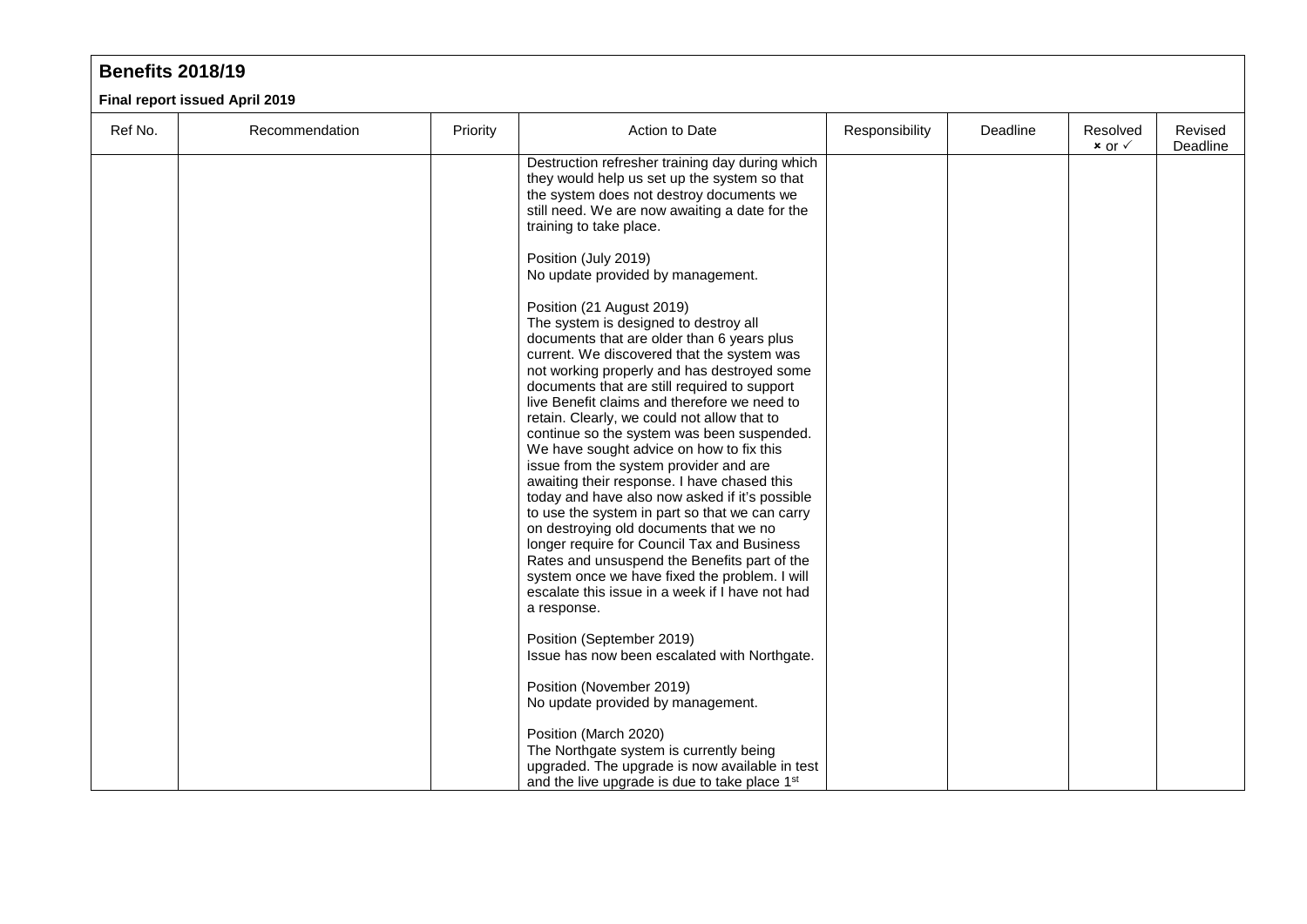## Benefits 2018/19

**Final report issued April 2019**

| Ref No. | Recommendation | Priority | Action to Date | Responsibility | Deadline | Resolved ✗ or ✓ | Revised Deadline |
|---|---|---|---|---|---|---|---|
| | | | Destruction refresher training day during which they would help us set up the system so that the system does not destroy documents we still need. We are now awaiting a date for the training to take place.<br><br>Position (July 2019)<br>No update provided by management.<br><br>Position (21 August 2019)<br>The system is designed to destroy all documents that are older than 6 years plus current. We discovered that the system was not working properly and has destroyed some documents that are still required to support live Benefit claims and therefore we need to retain. Clearly, we could not allow that to continue so the system was been suspended. We have sought advice on how to fix this issue from the system provider and are awaiting their response. I have chased this today and have also now asked if it's possible to use the system in part so that we can carry on destroying old documents that we no longer require for Council Tax and Business Rates and unsuspend the Benefits part of the system once we have fixed the problem. I will escalate this issue in a week if I have not had a response.<br><br>Position (September 2019)<br>Issue has now been escalated with Northgate.<br><br>Position (November 2019)<br>No update provided by management.<br><br>Position (March 2020)<br>The Northgate system is currently being upgraded. The upgrade is now available in test and the live upgrade is due to take place 1st | | | | |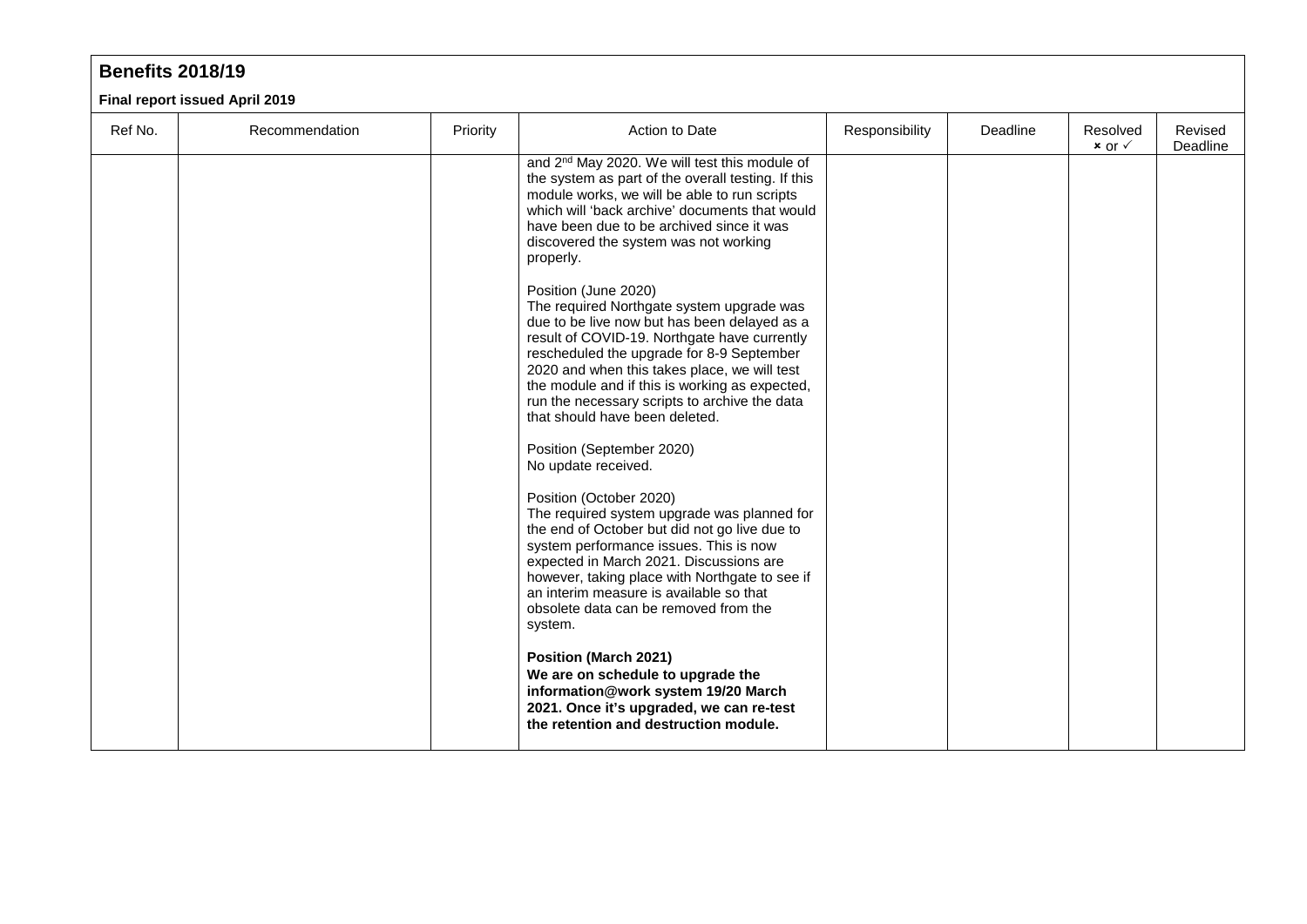## Benefits 2018/19

**Final report issued April 2019**

| Ref No. | Recommendation | Priority | Action to Date | Responsibility | Deadline | Resolved ✗ or ✓ | Revised Deadline |
|---|---|---|---|---|---|---|---|
| | | | and 2nd May 2020. We will test this module of the system as part of the overall testing. If this module works, we will be able to run scripts which will 'back archive' documents that would have been due to be archived since it was discovered the system was not working properly.<br><br>Position (June 2020)<br>The required Northgate system upgrade was due to be live now but has been delayed as a result of COVID-19. Northgate have currently rescheduled the upgrade for 8-9 September 2020 and when this takes place, we will test the module and if this is working as expected, run the necessary scripts to archive the data that should have been deleted.<br><br>Position (September 2020)<br>No update received.<br><br>Position (October 2020)<br>The required system upgrade was planned for the end of October but did not go live due to system performance issues. This is now expected in March 2021. Discussions are however, taking place with Northgate to see if an interim measure is available so that obsolete data can be removed from the system.<br><br>**Position (March 2021)**<br>**We are on schedule to upgrade the information@work system 19/20 March 2021. Once it's upgraded, we can re-test the retention and destruction module.** | | | | |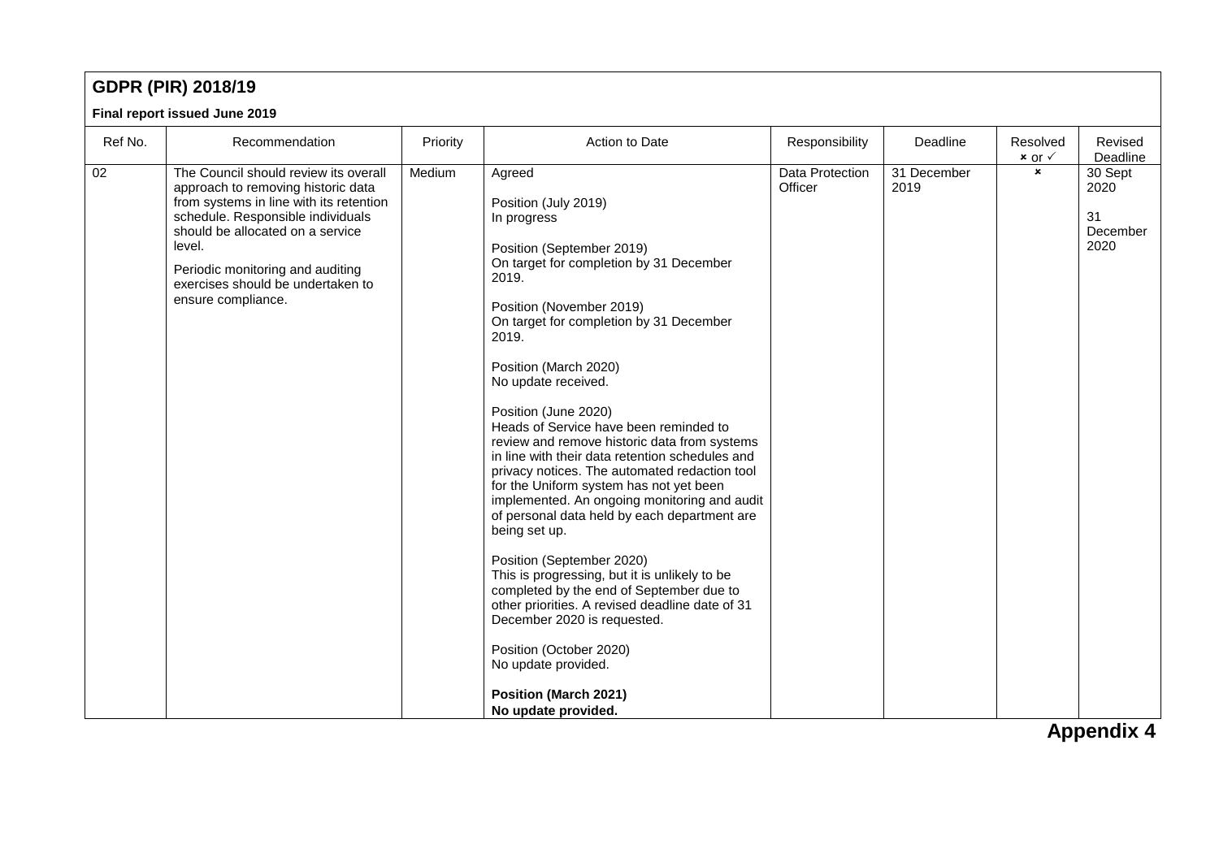## GDPR (PIR) 2018/19

**Final report issued June 2019**

| Ref No. | Recommendation | Priority | Action to Date | Responsibility | Deadline | Resolved × or ✓ | Revised Deadline |
|---|---|---|---|---|---|---|---|
| 02 | The Council should review its overall approach to removing historic data from systems in line with its retention schedule. Responsible individuals should be allocated on a service level.<br><br>Periodic monitoring and auditing exercises should be undertaken to ensure compliance. | Medium | Agreed<br><br>Position (July 2019)<br>In progress<br><br>Position (September 2019)<br>On target for completion by 31 December 2019.<br><br>Position (November 2019)<br>On target for completion by 31 December 2019.<br><br>Position (March 2020)<br>No update received.<br><br>Position (June 2020)<br>Heads of Service have been reminded to review and remove historic data from systems in line with their data retention schedules and privacy notices. The automated redaction tool for the Uniform system has not yet been implemented. An ongoing monitoring and audit of personal data held by each department are being set up.<br><br>Position (September 2020)<br>This is progressing, but it is unlikely to be completed by the end of September due to other priorities. A revised deadline date of 31 December 2020 is requested.<br><br>Position (October 2020)<br>No update provided.<br><br>**Position (March 2021)**<br>**No update provided.** | Data Protection Officer | 31 December 2019 | × | 30 Sept 2020<br><br>31 December 2020 |

**Appendix 4**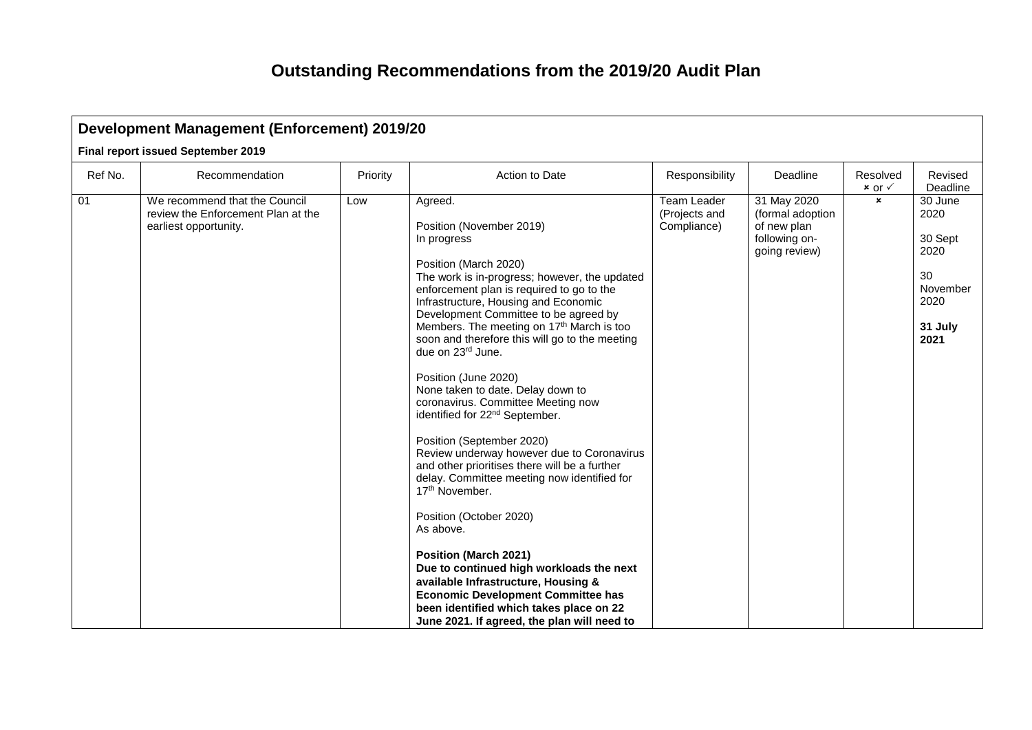# Outstanding Recommendations from the 2019/20 Audit Plan

## Development Management (Enforcement) 2019/20

**Final report issued September 2019**

| Ref No. | Recommendation | Priority | Action to Date | Responsibility | Deadline | Resolved × or ✓ | Revised Deadline |
|---|---|---|---|---|---|---|---|
| 01 | We recommend that the Council review the Enforcement Plan at the earliest opportunity. | Low | Agreed.<br><br>Position (November 2019)<br>In progress<br><br>Position (March 2020)<br>The work is in-progress; however, the updated enforcement plan is required to go to the Infrastructure, Housing and Economic Development Committee to be agreed by Members. The meeting on 17th March is too soon and therefore this will go to the meeting due on 23rd June.<br><br>Position (June 2020)<br>None taken to date. Delay down to coronavirus. Committee Meeting now identified for 22nd September.<br><br>Position (September 2020)<br>Review underway however due to Coronavirus and other prioritises there will be a further delay. Committee meeting now identified for 17th November.<br><br>Position (October 2020)<br>As above.<br><br>**Position (March 2021)**<br>**Due to continued high workloads the next available Infrastructure, Housing & Economic Development Committee has been identified which takes place on 22 June 2021. If agreed, the plan will need to** | Team Leader (Projects and Compliance) | 31 May 2020 (formal adoption of new plan following on-going review) | × | 30 June 2020<br><br>30 Sept 2020<br><br>30 November 2020<br><br>**31 July 2021** |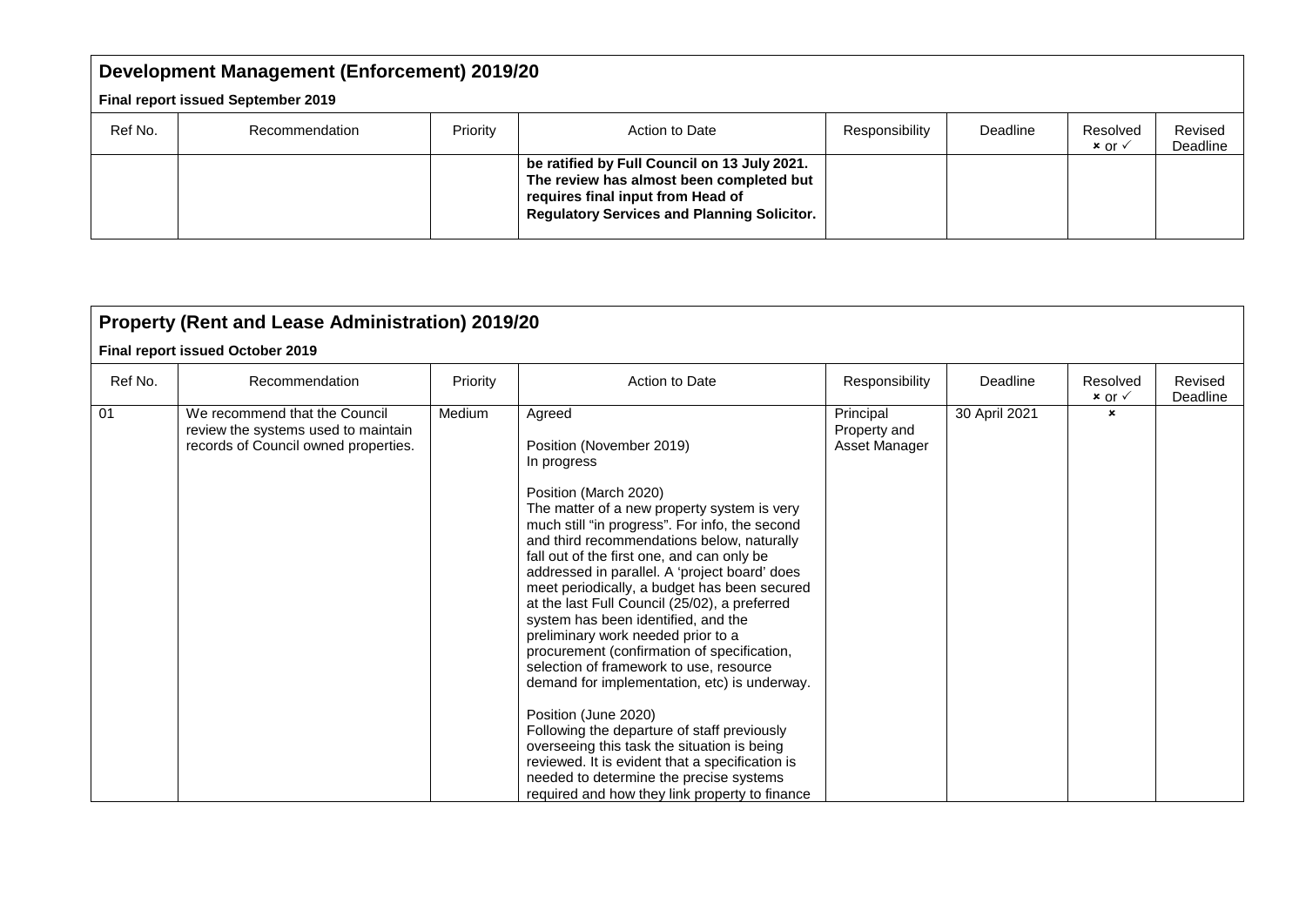## Development Management (Enforcement) 2019/20

**Final report issued September 2019**

| Ref No. | Recommendation | Priority | Action to Date | Responsibility | Deadline | Resolved ✗ or ✓ | Revised Deadline |
|---|---|---|---|---|---|---|---|
| | | | **be ratified by Full Council on 13 July 2021. The review has almost been completed but requires final input from Head of Regulatory Services and Planning Solicitor.** | | | | |

## Property (Rent and Lease Administration) 2019/20

**Final report issued October 2019**

| Ref No. | Recommendation | Priority | Action to Date | Responsibility | Deadline | Resolved ✗ or ✓ | Revised Deadline |
|---|---|---|---|---|---|---|---|
| 01 | We recommend that the Council review the systems used to maintain records of Council owned properties. | Medium | Agreed<br><br>Position (November 2019)<br>In progress<br><br>Position (March 2020)<br>The matter of a new property system is very much still "in progress". For info, the second and third recommendations below, naturally fall out of the first one, and can only be addressed in parallel. A 'project board' does meet periodically, a budget has been secured at the last Full Council (25/02), a preferred system has been identified, and the preliminary work needed prior to a procurement (confirmation of specification, selection of framework to use, resource demand for implementation, etc) is underway.<br><br>Position (June 2020)<br>Following the departure of staff previously overseeing this task the situation is being reviewed. It is evident that a specification is needed to determine the precise systems required and how they link property to finance | Principal Property and Asset Manager | 30 April 2021 | ✗ | |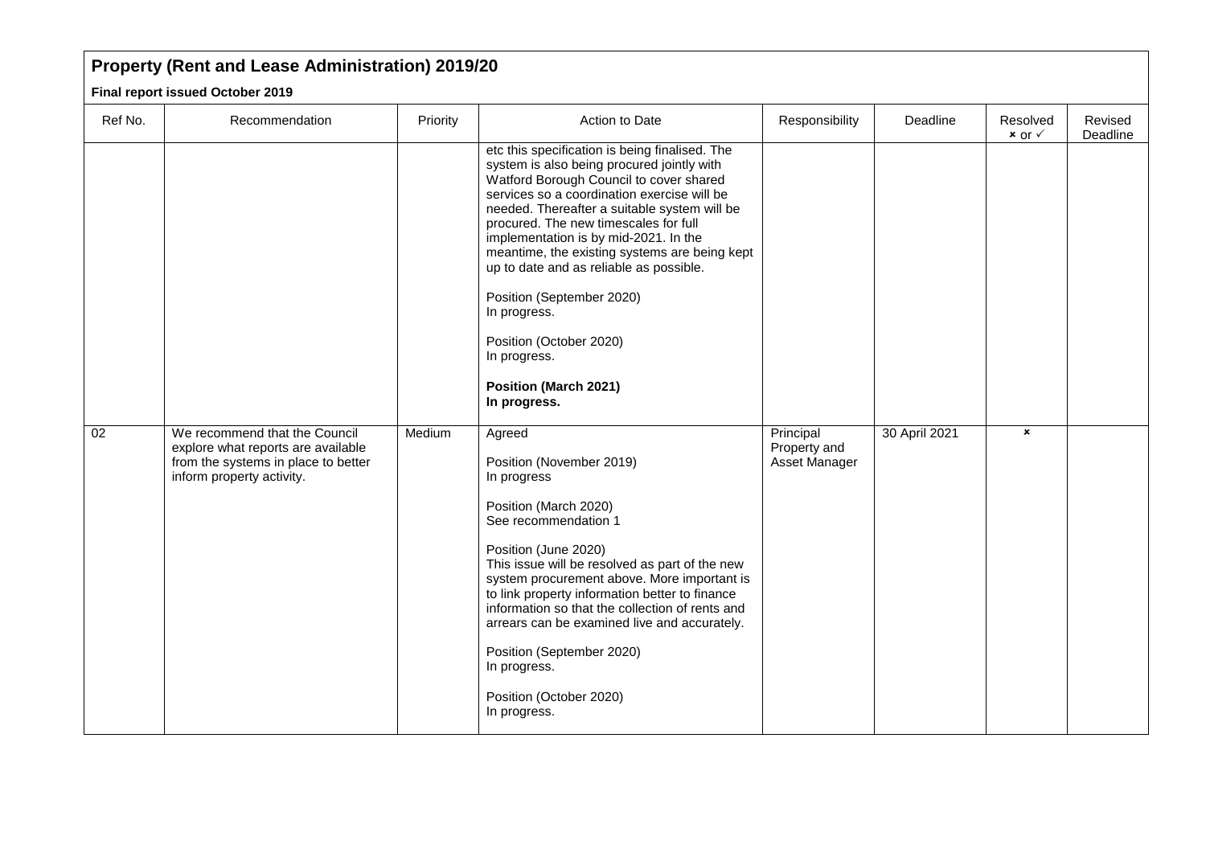## Property (Rent and Lease Administration) 2019/20

**Final report issued October 2019**

| Ref No. | Recommendation | Priority | Action to Date | Responsibility | Deadline | Resolved × or ✓ | Revised Deadline |
|---|---|---|---|---|---|---|---|
| | | | etc this specification is being finalised. The system is also being procured jointly with Watford Borough Council to cover shared services so a coordination exercise will be needed. Thereafter a suitable system will be procured. The new timescales for full implementation is by mid-2021. In the meantime, the existing systems are being kept up to date and as reliable as possible.<br><br>Position (September 2020)<br>In progress.<br><br>Position (October 2020)<br>In progress.<br><br>**Position (March 2021)**<br>**In progress.** | | | | |
| 02 | We recommend that the Council explore what reports are available from the systems in place to better inform property activity. | Medium | Agreed<br><br>Position (November 2019)<br>In progress<br><br>Position (March 2020)<br>See recommendation 1<br><br>Position (June 2020)<br>This issue will be resolved as part of the new system procurement above. More important is to link property information better to finance information so that the collection of rents and arrears can be examined live and accurately.<br><br>Position (September 2020)<br>In progress.<br><br>Position (October 2020)<br>In progress. | Principal Property and Asset Manager | 30 April 2021 | × | |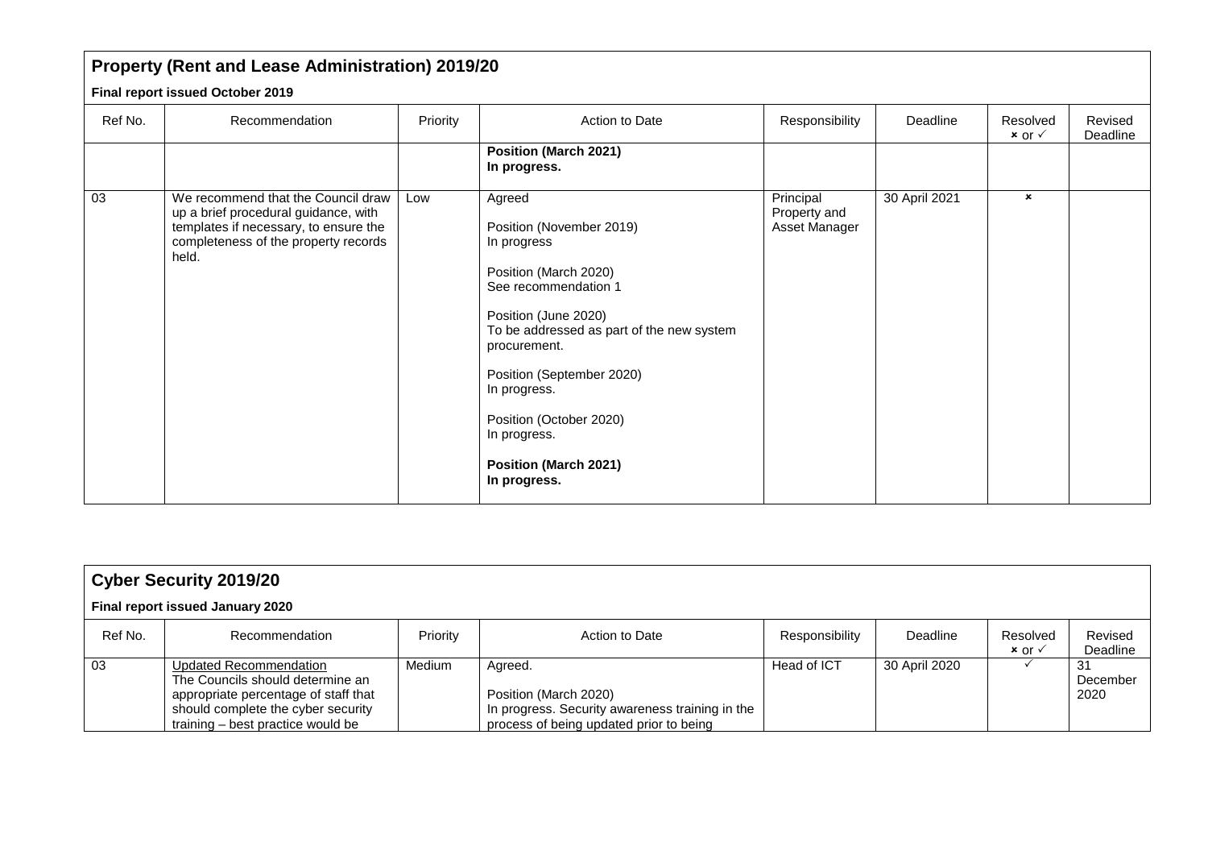## Property (Rent and Lease Administration) 2019/20

**Final report issued October 2019**

| Ref No. | Recommendation | Priority | Action to Date | Responsibility | Deadline | Resolved × or ✓ | Revised Deadline |
|---|---|---|---|---|---|---|---|
| | | | **Position (March 2021)**<br>**In progress.** | | | | |
| 03 | We recommend that the Council draw up a brief procedural guidance, with templates if necessary, to ensure the completeness of the property records held. | Low | Agreed<br><br>Position (November 2019)<br>In progress<br><br>Position (March 2020)<br>See recommendation 1<br><br>Position (June 2020)<br>To be addressed as part of the new system procurement.<br><br>Position (September 2020)<br>In progress.<br><br>Position (October 2020)<br>In progress.<br><br>**Position (March 2021)**<br>**In progress.** | Principal Property and Asset Manager | 30 April 2021 | × | |

## Cyber Security 2019/20

**Final report issued January 2020**

| Ref No. | Recommendation | Priority | Action to Date | Responsibility | Deadline | Resolved × or ✓ | Revised Deadline |
|---|---|---|---|---|---|---|---|
| 03 | Updated Recommendation<br>The Councils should determine an appropriate percentage of staff that should complete the cyber security training – best practice would be | Medium | Agreed.<br><br>Position (March 2020)<br>In progress. Security awareness training in the process of being updated prior to being | Head of ICT | 30 April 2020 | ✓ | 31 December 2020 |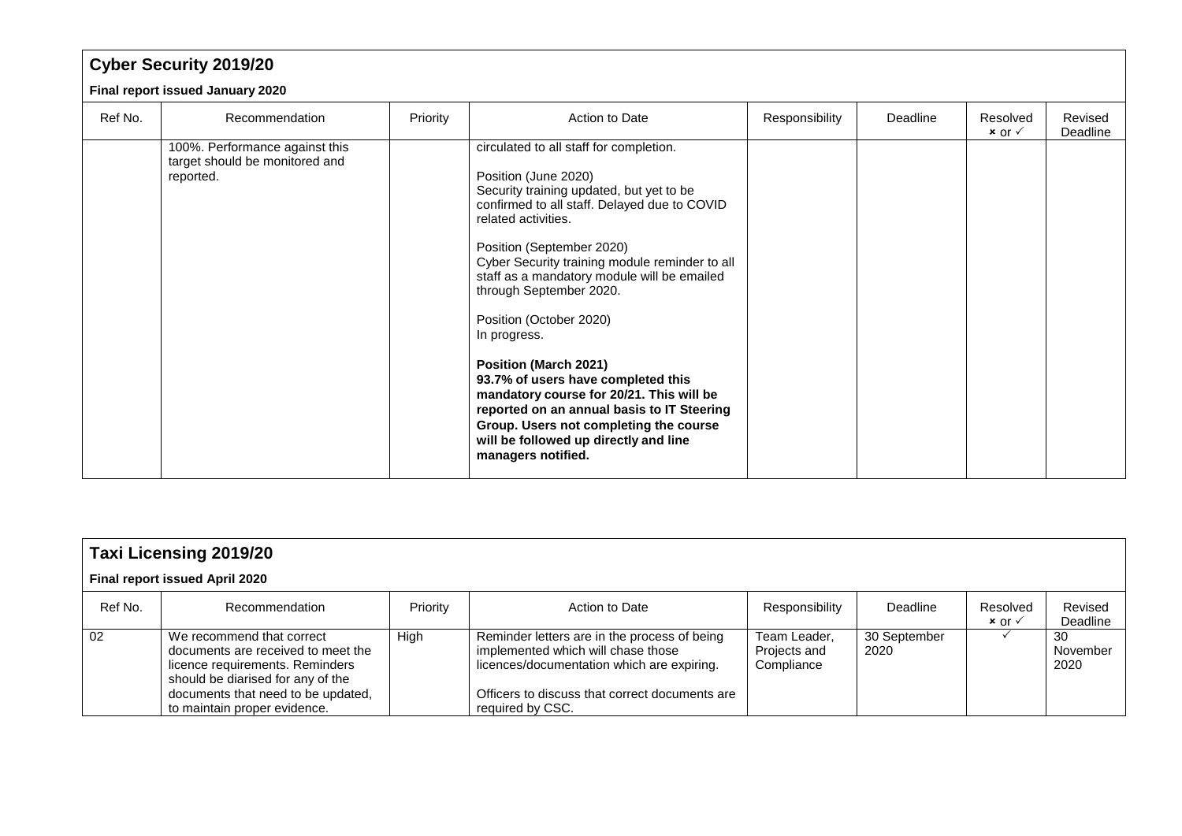## Cyber Security 2019/20

**Final report issued January 2020**

| Ref No. | Recommendation | Priority | Action to Date | Responsibility | Deadline | Resolved × or ✓ | Revised Deadline |
|---|---|---|---|---|---|---|---|
| | 100%. Performance against this target should be monitored and reported. | | circulated to all staff for completion.<br><br>Position (June 2020)<br>Security training updated, but yet to be confirmed to all staff. Delayed due to COVID related activities.<br><br>Position (September 2020)<br>Cyber Security training module reminder to all staff as a mandatory module will be emailed through September 2020.<br><br>Position (October 2020)<br>In progress.<br><br>**Position (March 2021)**<br>**93.7% of users have completed this mandatory course for 20/21. This will be reported on an annual basis to IT Steering Group. Users not completing the course will be followed up directly and line managers notified.** | | | | |

## Taxi Licensing 2019/20

**Final report issued April 2020**

| Ref No. | Recommendation | Priority | Action to Date | Responsibility | Deadline | Resolved × or ✓ | Revised Deadline |
|---|---|---|---|---|---|---|---|
| 02 | We recommend that correct documents are received to meet the licence requirements. Reminders should be diarised for any of the documents that need to be updated, to maintain proper evidence. | High | Reminder letters are in the process of being implemented which will chase those licences/documentation which are expiring.<br><br>Officers to discuss that correct documents are required by CSC. | Team Leader, Projects and Compliance | 30 September 2020 | ✓ | 30 November 2020 |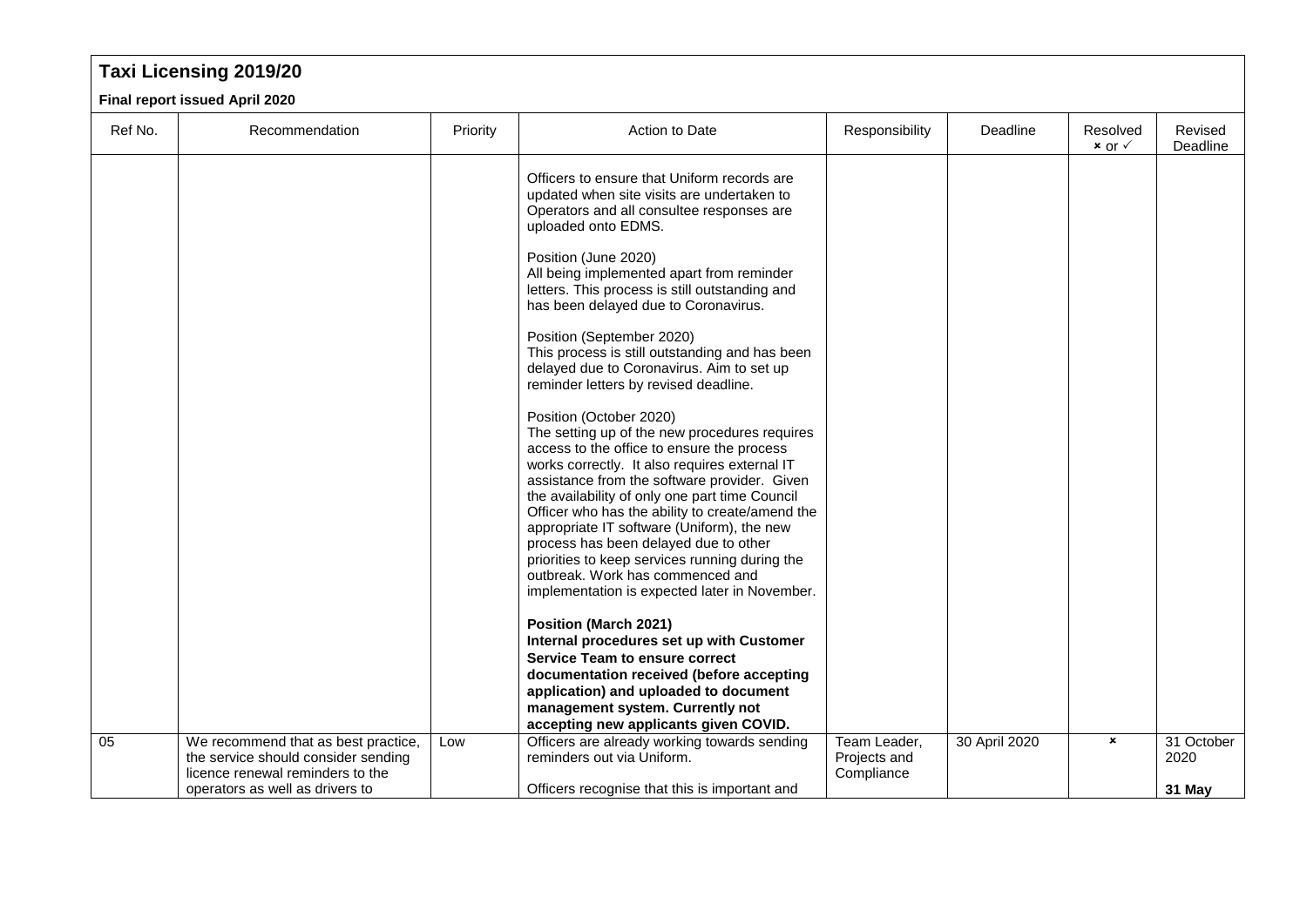## Taxi Licensing 2019/20

**Final report issued April 2020**

| Ref No. | Recommendation | Priority | Action to Date | Responsibility | Deadline | Resolved ✗ or ✓ | Revised Deadline |
|---|---|---|---|---|---|---|---|
| | | | Officers to ensure that Uniform records are updated when site visits are undertaken to Operators and all consultee responses are uploaded onto EDMS.<br><br>Position (June 2020)<br>All being implemented apart from reminder letters. This process is still outstanding and has been delayed due to Coronavirus.<br><br>Position (September 2020)<br>This process is still outstanding and has been delayed due to Coronavirus. Aim to set up reminder letters by revised deadline.<br><br>Position (October 2020)<br>The setting up of the new procedures requires access to the office to ensure the process works correctly. It also requires external IT assistance from the software provider. Given the availability of only one part time Council Officer who has the ability to create/amend the appropriate IT software (Uniform), the new process has been delayed due to other priorities to keep services running during the outbreak. Work has commenced and implementation is expected later in November.<br><br>**Position (March 2021)**<br>**Internal procedures set up with Customer Service Team to ensure correct documentation received (before accepting application) and uploaded to document management system. Currently not accepting new applicants given COVID.** | | | | |
| 05 | We recommend that as best practice, the service should consider sending licence renewal reminders to the operators as well as drivers to | Low | Officers are already working towards sending reminders out via Uniform.<br><br>Officers recognise that this is important and | Team Leader, Projects and Compliance | 30 April 2020 | ✗ | 31 October 2020<br><br>**31 May** |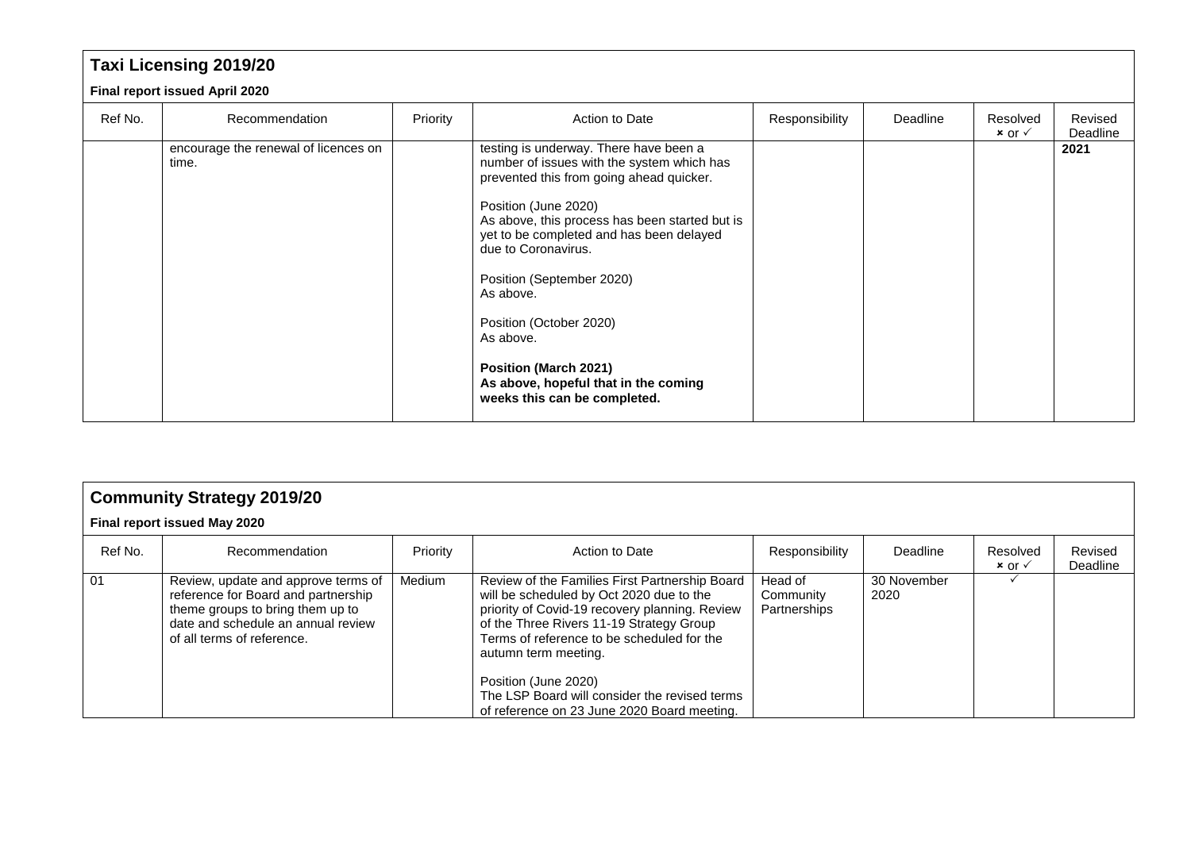## Taxi Licensing 2019/20

**Final report issued April 2020**

| Ref No. | Recommendation | Priority | Action to Date | Responsibility | Deadline | Resolved × or ✓ | Revised Deadline |
|---|---|---|---|---|---|---|---|
| | encourage the renewal of licences on time. | | testing is underway. There have been a number of issues with the system which has prevented this from going ahead quicker.<br><br>Position (June 2020)<br>As above, this process has been started but is yet to be completed and has been delayed due to Coronavirus.<br><br>Position (September 2020)<br>As above.<br><br>Position (October 2020)<br>As above.<br><br>**Position (March 2021)**<br>**As above, hopeful that in the coming weeks this can be completed.** | | | | **2021** |

## Community Strategy 2019/20

**Final report issued May 2020**

| Ref No. | Recommendation | Priority | Action to Date | Responsibility | Deadline | Resolved × or ✓ | Revised Deadline |
|---|---|---|---|---|---|---|---|
| 01 | Review, update and approve terms of reference for Board and partnership theme groups to bring them up to date and schedule an annual review of all terms of reference. | Medium | Review of the Families First Partnership Board will be scheduled by Oct 2020 due to the priority of Covid-19 recovery planning. Review of the Three Rivers 11-19 Strategy Group Terms of reference to be scheduled for the autumn term meeting.<br><br>Position (June 2020)<br>The LSP Board will consider the revised terms of reference on 23 June 2020 Board meeting. | Head of Community Partnerships | 30 November 2020 | ✓ | |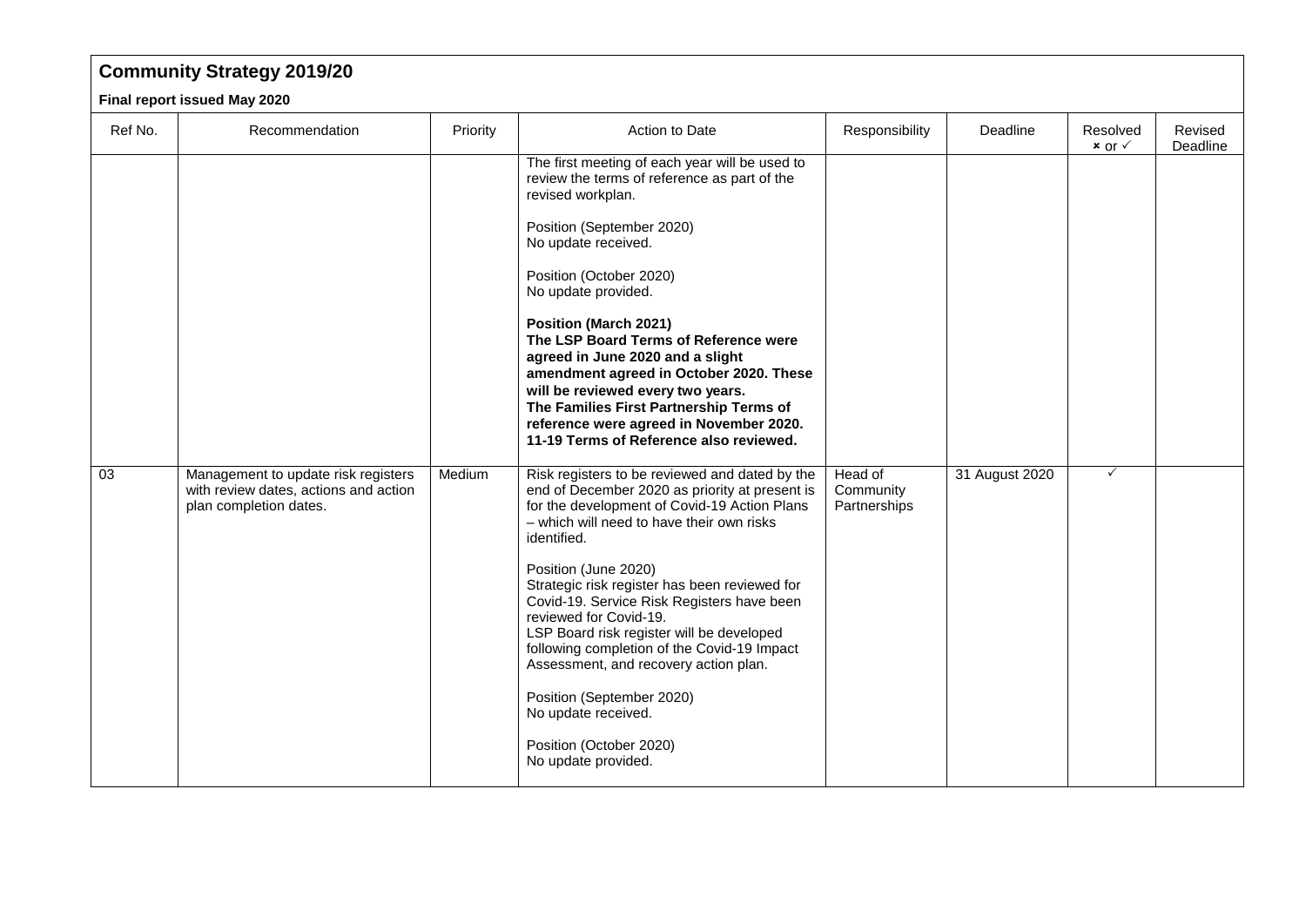## Community Strategy 2019/20

**Final report issued May 2020**

| Ref No. | Recommendation | Priority | Action to Date | Responsibility | Deadline | Resolved × or ✓ | Revised Deadline |
|---|---|---|---|---|---|---|---|
| | | | The first meeting of each year will be used to review the terms of reference as part of the revised workplan.<br><br>Position (September 2020)<br>No update received.<br><br>Position (October 2020)<br>No update provided.<br><br>**Position (March 2021)**<br>**The LSP Board Terms of Reference were agreed in June 2020 and a slight amendment agreed in October 2020. These will be reviewed every two years.**<br>**The Families First Partnership Terms of reference were agreed in November 2020.**<br>**11-19 Terms of Reference also reviewed.** | | | | |
| 03 | Management to update risk registers with review dates, actions and action plan completion dates. | Medium | Risk registers to be reviewed and dated by the end of December 2020 as priority at present is for the development of Covid-19 Action Plans – which will need to have their own risks identified.<br><br>Position (June 2020)<br>Strategic risk register has been reviewed for Covid-19. Service Risk Registers have been reviewed for Covid-19.<br>LSP Board risk register will be developed following completion of the Covid-19 Impact Assessment, and recovery action plan.<br><br>Position (September 2020)<br>No update received.<br><br>Position (October 2020)<br>No update provided. | Head of Community Partnerships | 31 August 2020 | ✓ | |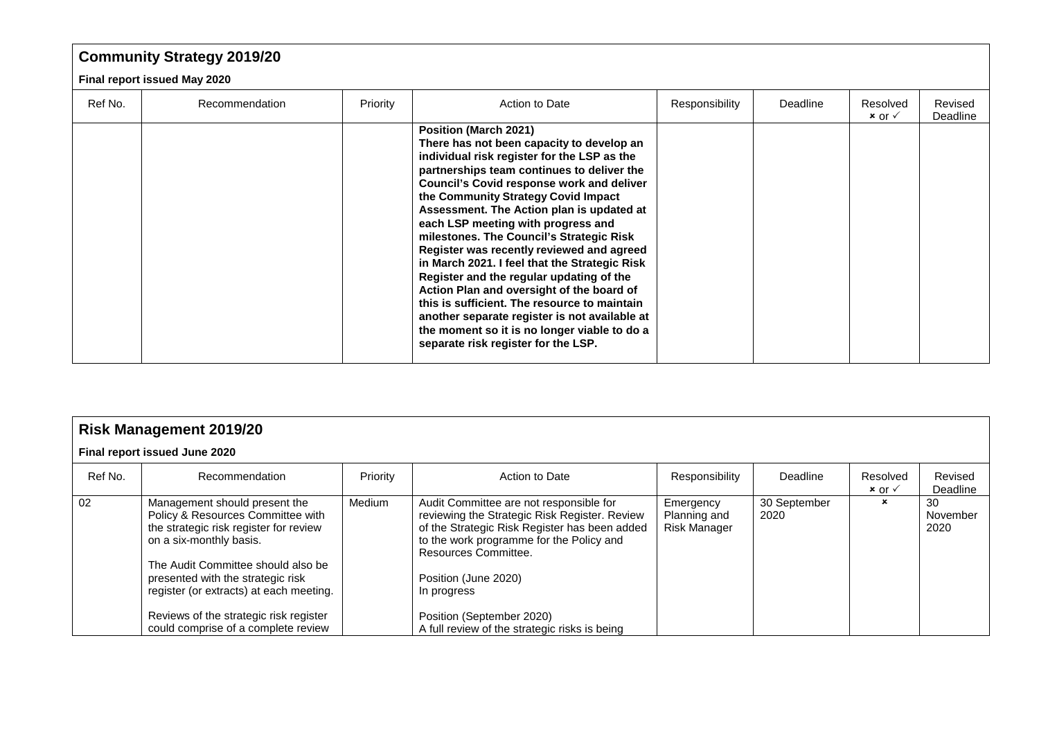## Community Strategy 2019/20

**Final report issued May 2020**

| Ref No. | Recommendation | Priority | Action to Date | Responsibility | Deadline | Resolved × or ✓ | Revised Deadline |
|---|---|---|---|---|---|---|---|
| | | | **Position (March 2021)**<br>**There has not been capacity to develop an individual risk register for the LSP as the partnerships team continues to deliver the Council's Covid response work and deliver the Community Strategy Covid Impact Assessment. The Action plan is updated at each LSP meeting with progress and milestones. The Council's Strategic Risk Register was recently reviewed and agreed in March 2021. I feel that the Strategic Risk Register and the regular updating of the Action Plan and oversight of the board of this is sufficient. The resource to maintain another separate register is not available at the moment so it is no longer viable to do a separate risk register for the LSP.** | | | | |

## Risk Management 2019/20

**Final report issued June 2020**

| Ref No. | Recommendation | Priority | Action to Date | Responsibility | Deadline | Resolved × or ✓ | Revised Deadline |
|---|---|---|---|---|---|---|---|
| 02 | Management should present the Policy & Resources Committee with the strategic risk register for review on a six-monthly basis.<br><br>The Audit Committee should also be presented with the strategic risk register (or extracts) at each meeting.<br><br>Reviews of the strategic risk register could comprise of a complete review | Medium | Audit Committee are not responsible for reviewing the Strategic Risk Register. Review of the Strategic Risk Register has been added to the work programme for the Policy and Resources Committee.<br><br>Position (June 2020)<br>In progress<br><br>Position (September 2020)<br>A full review of the strategic risks is being | Emergency Planning and Risk Manager | 30 September 2020 | × | 30 November 2020 |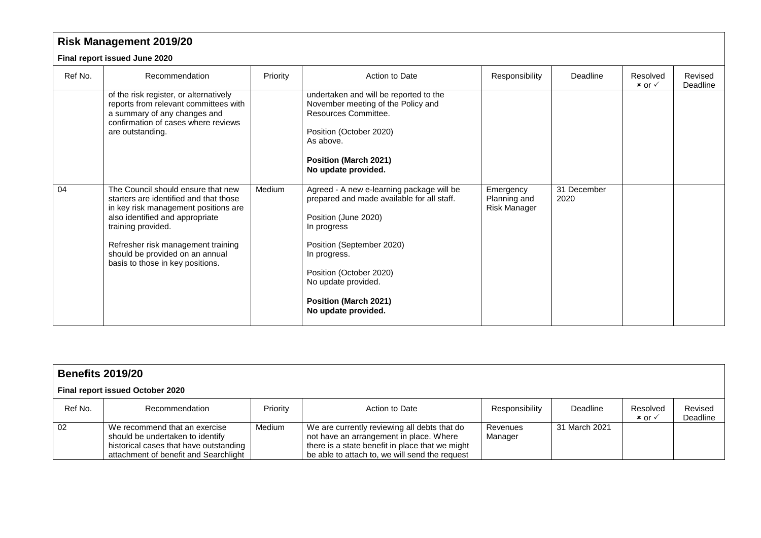## Risk Management 2019/20

**Final report issued June 2020**

| Ref No. | Recommendation | Priority | Action to Date | Responsibility | Deadline | Resolved × or ✓ | Revised Deadline |
|---|---|---|---|---|---|---|---|
| | of the risk register, or alternatively reports from relevant committees with a summary of any changes and confirmation of cases where reviews are outstanding. | | undertaken and will be reported to the November meeting of the Policy and Resources Committee.<br><br>Position (October 2020)<br>As above.<br><br>**Position (March 2021)**<br>**No update provided.** | | | | |
| 04 | The Council should ensure that new starters are identified and that those in key risk management positions are also identified and appropriate training provided.<br><br>Refresher risk management training should be provided on an annual basis to those in key positions. | Medium | Agreed - A new e-learning package will be prepared and made available for all staff.<br><br>Position (June 2020)<br>In progress<br><br>Position (September 2020)<br>In progress.<br><br>Position (October 2020)<br>No update provided.<br><br>**Position (March 2021)**<br>**No update provided.** | Emergency Planning and Risk Manager | 31 December 2020 | | |

## Benefits 2019/20

**Final report issued October 2020**

| Ref No. | Recommendation | Priority | Action to Date | Responsibility | Deadline | Resolved × or ✓ | Revised Deadline |
|---|---|---|---|---|---|---|---|
| 02 | We recommend that an exercise should be undertaken to identify historical cases that have outstanding attachment of benefit and Searchlight | Medium | We are currently reviewing all debts that do not have an arrangement in place. Where there is a state benefit in place that we might be able to attach to, we will send the request | Revenues Manager | 31 March 2021 | | |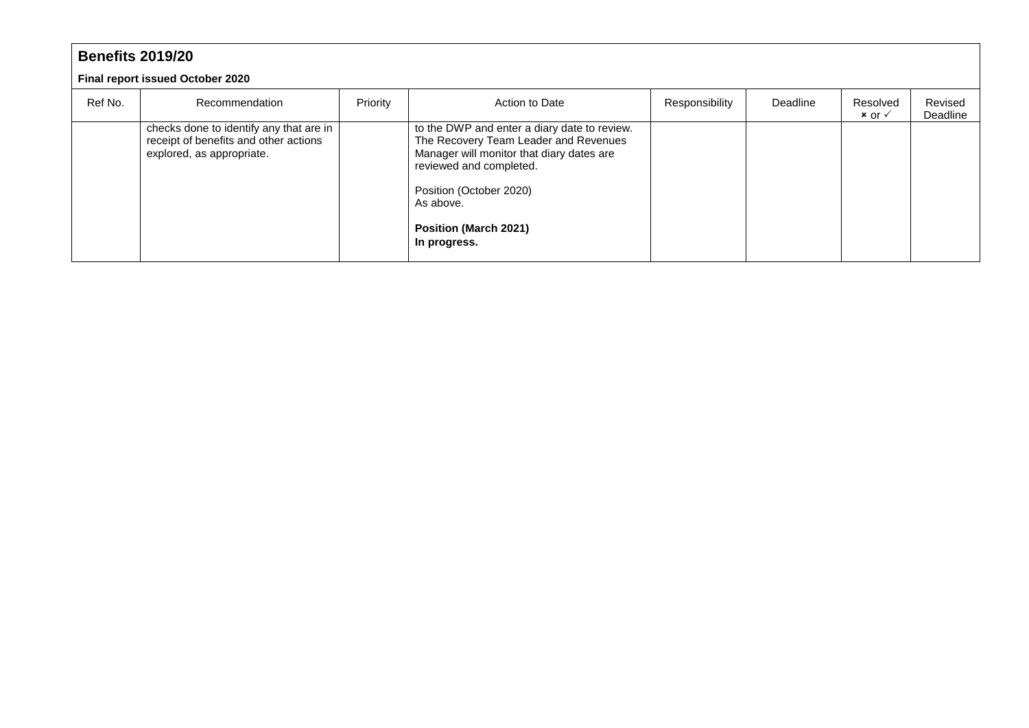## Benefits 2019/20

**Final report issued October 2020**

| Ref No. | Recommendation | Priority | Action to Date | Responsibility | Deadline | Resolved × or ✓ | Revised Deadline |
|---|---|---|---|---|---|---|---|
| | checks done to identify any that are in receipt of benefits and other actions explored, as appropriate. | | to the DWP and enter a diary date to review. The Recovery Team Leader and Revenues Manager will monitor that diary dates are reviewed and completed.<br><br>Position (October 2020)<br>As above.<br><br>**Position (March 2021)**<br>**In progress.** | | | | |